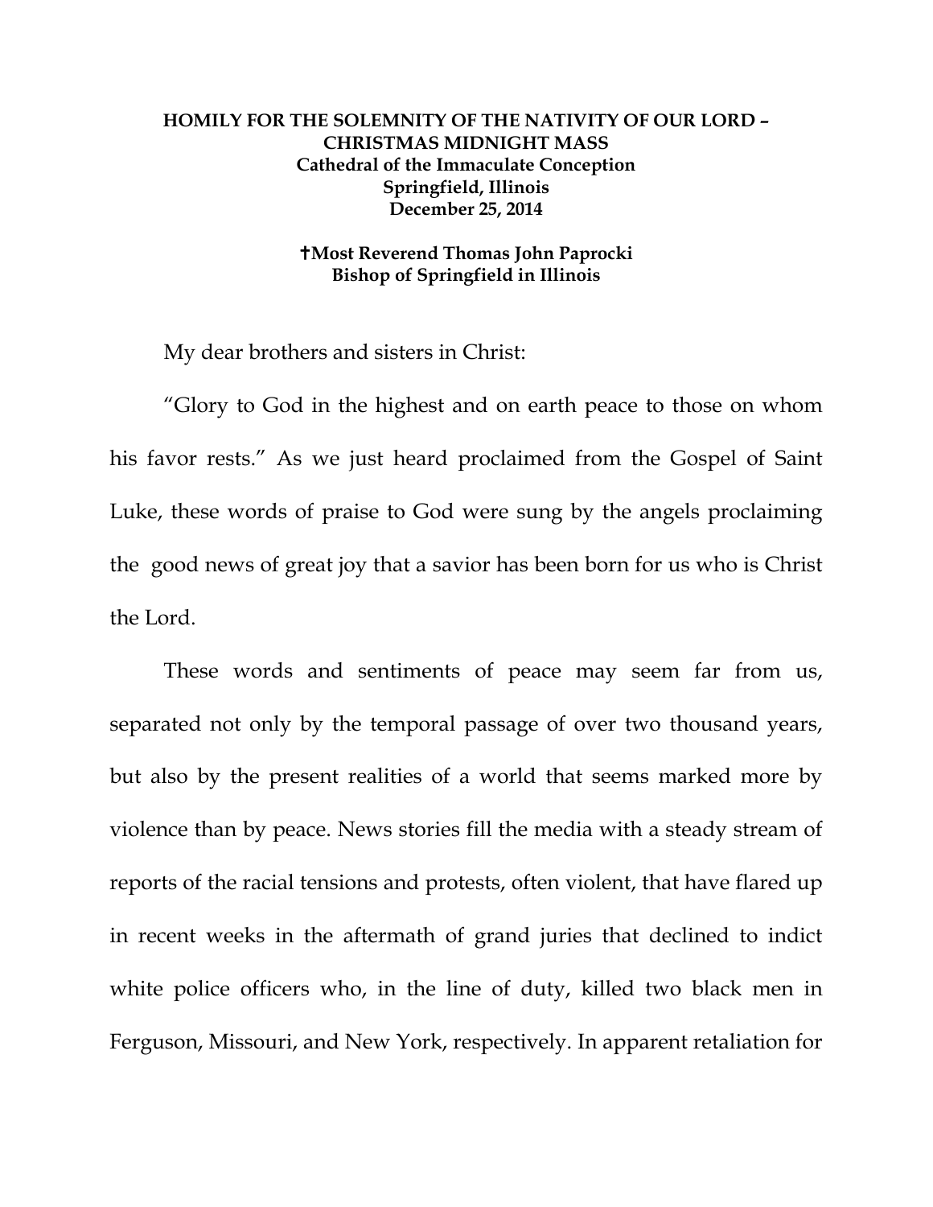**HOMILY FOR THE SOLEMNITY OF THE NATIVITY OF OUR LORD – CHRISTMAS MIDNIGHT MASS**
**Cathedral of the Immaculate Conception**
**Springfield, Illinois**
**December 25, 2014**

**✝Most Reverend Thomas John Paprocki**
**Bishop of Springfield in Illinois**

My dear brothers and sisters in Christ:

"Glory to God in the highest and on earth peace to those on whom his favor rests." As we just heard proclaimed from the Gospel of Saint Luke, these words of praise to God were sung by the angels proclaiming the good news of great joy that a savior has been born for us who is Christ the Lord.

These words and sentiments of peace may seem far from us, separated not only by the temporal passage of over two thousand years, but also by the present realities of a world that seems marked more by violence than by peace. News stories fill the media with a steady stream of reports of the racial tensions and protests, often violent, that have flared up in recent weeks in the aftermath of grand juries that declined to indict white police officers who, in the line of duty, killed two black men in Ferguson, Missouri, and New York, respectively. In apparent retaliation for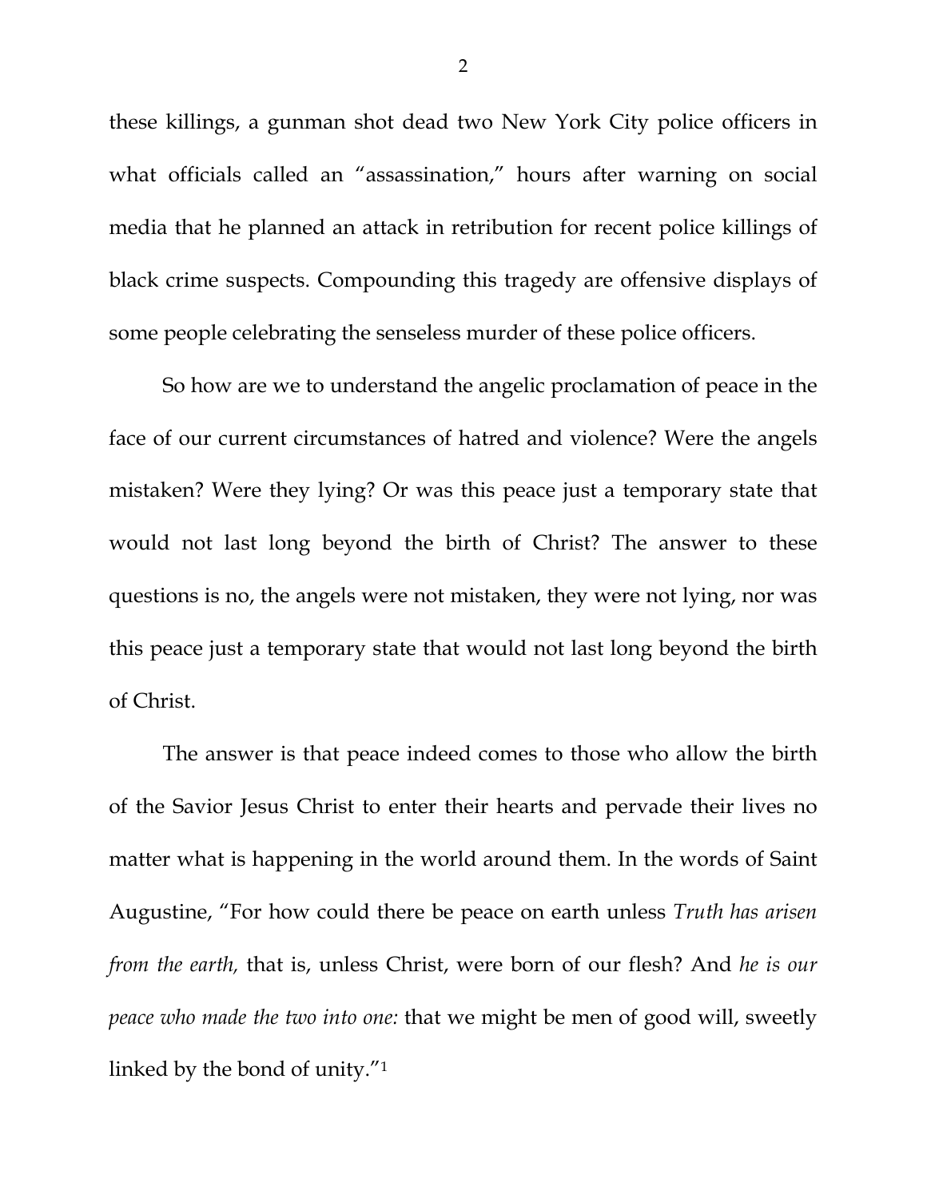these killings, a gunman shot dead two New York City police officers in what officials called an "assassination," hours after warning on social media that he planned an attack in retribution for recent police killings of black crime suspects. Compounding this tragedy are offensive displays of some people celebrating the senseless murder of these police officers.

So how are we to understand the angelic proclamation of peace in the face of our current circumstances of hatred and violence? Were the angels mistaken? Were they lying? Or was this peace just a temporary state that would not last long beyond the birth of Christ? The answer to these questions is no, the angels were not mistaken, they were not lying, nor was this peace just a temporary state that would not last long beyond the birth of Christ.

The answer is that peace indeed comes to those who allow the birth of the Savior Jesus Christ to enter their hearts and pervade their lives no matter what is happening in the world around them. In the words of Saint Augustine, "For how could there be peace on earth unless *Truth has arisen from the earth,* that is, unless Christ, were born of our flesh? And *he is our peace who made the two into one:* that we might be men of good will, sweetly linked by the bond of unity."[1]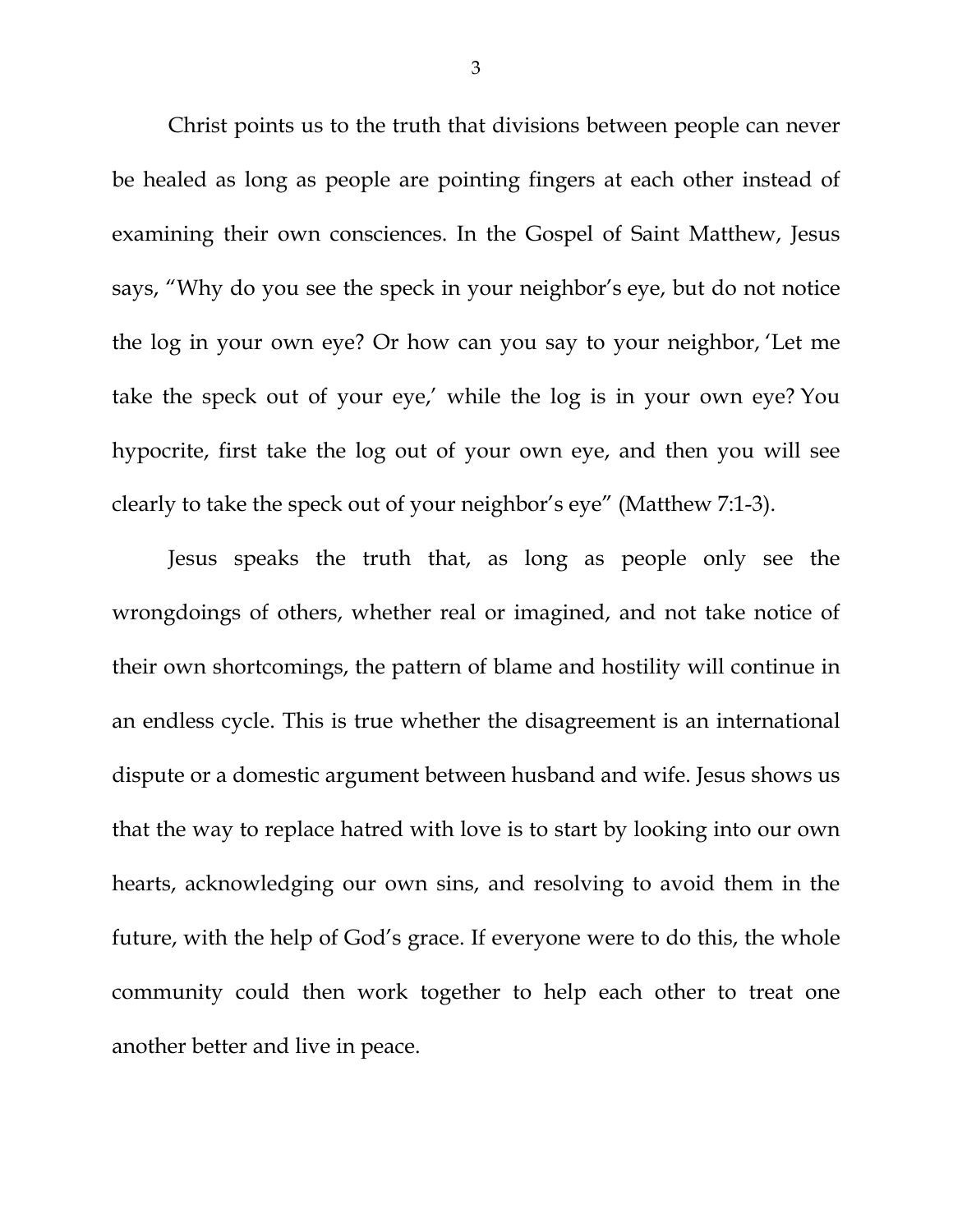Christ points us to the truth that divisions between people can never be healed as long as people are pointing fingers at each other instead of examining their own consciences. In the Gospel of Saint Matthew, Jesus says, "Why do you see the speck in your neighbor's eye, but do not notice the log in your own eye? Or how can you say to your neighbor, 'Let me take the speck out of your eye,' while the log is in your own eye? You hypocrite, first take the log out of your own eye, and then you will see clearly to take the speck out of your neighbor's eye" (Matthew 7:1-3).

Jesus speaks the truth that, as long as people only see the wrongdoings of others, whether real or imagined, and not take notice of their own shortcomings, the pattern of blame and hostility will continue in an endless cycle. This is true whether the disagreement is an international dispute or a domestic argument between husband and wife. Jesus shows us that the way to replace hatred with love is to start by looking into our own hearts, acknowledging our own sins, and resolving to avoid them in the future, with the help of God's grace. If everyone were to do this, the whole community could then work together to help each other to treat one another better and live in peace.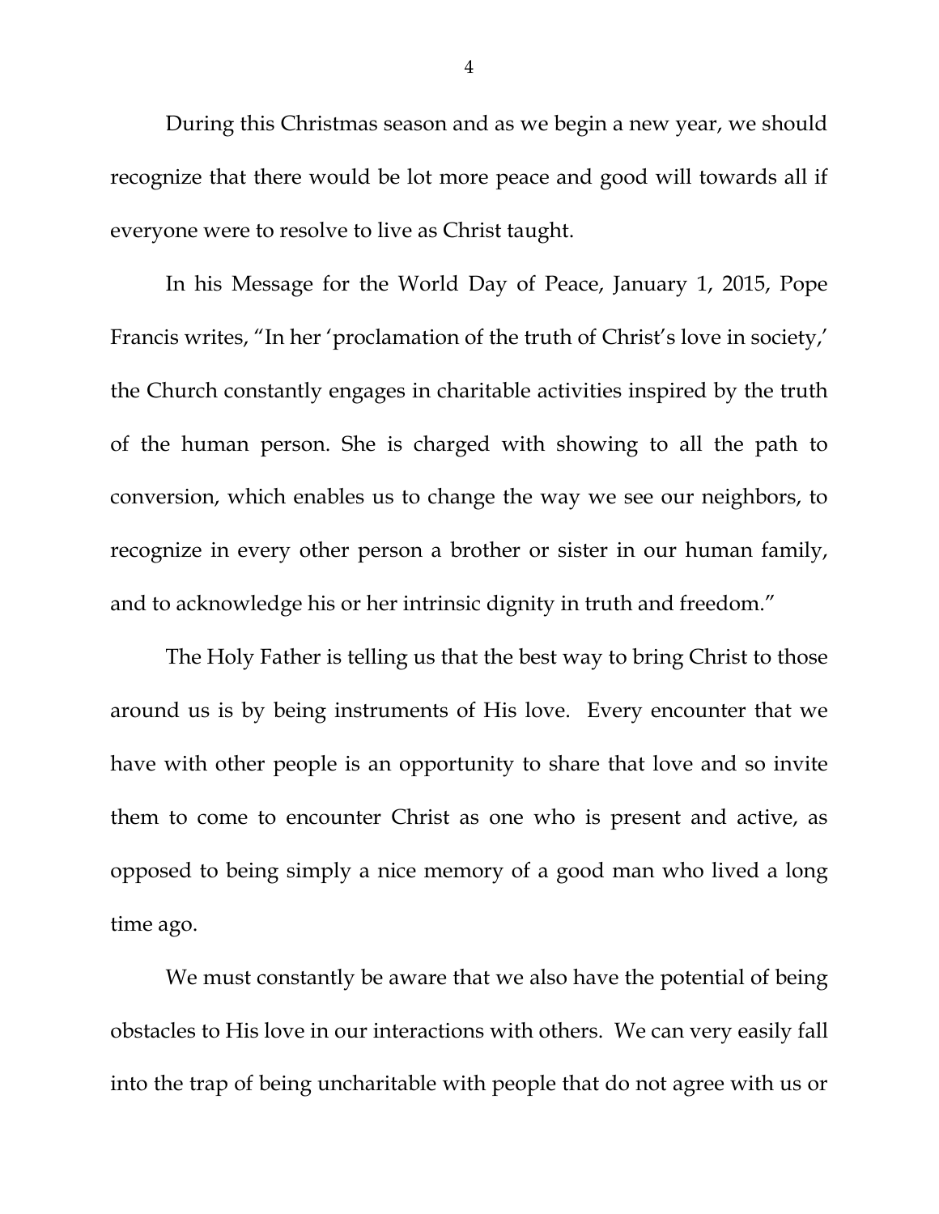During this Christmas season and as we begin a new year, we should recognize that there would be lot more peace and good will towards all if everyone were to resolve to live as Christ taught.

In his Message for the World Day of Peace, January 1, 2015, Pope Francis writes, "In her 'proclamation of the truth of Christ's love in society,' the Church constantly engages in charitable activities inspired by the truth of the human person. She is charged with showing to all the path to conversion, which enables us to change the way we see our neighbors, to recognize in every other person a brother or sister in our human family, and to acknowledge his or her intrinsic dignity in truth and freedom."

The Holy Father is telling us that the best way to bring Christ to those around us is by being instruments of His love. Every encounter that we have with other people is an opportunity to share that love and so invite them to come to encounter Christ as one who is present and active, as opposed to being simply a nice memory of a good man who lived a long time ago.

We must constantly be aware that we also have the potential of being obstacles to His love in our interactions with others. We can very easily fall into the trap of being uncharitable with people that do not agree with us or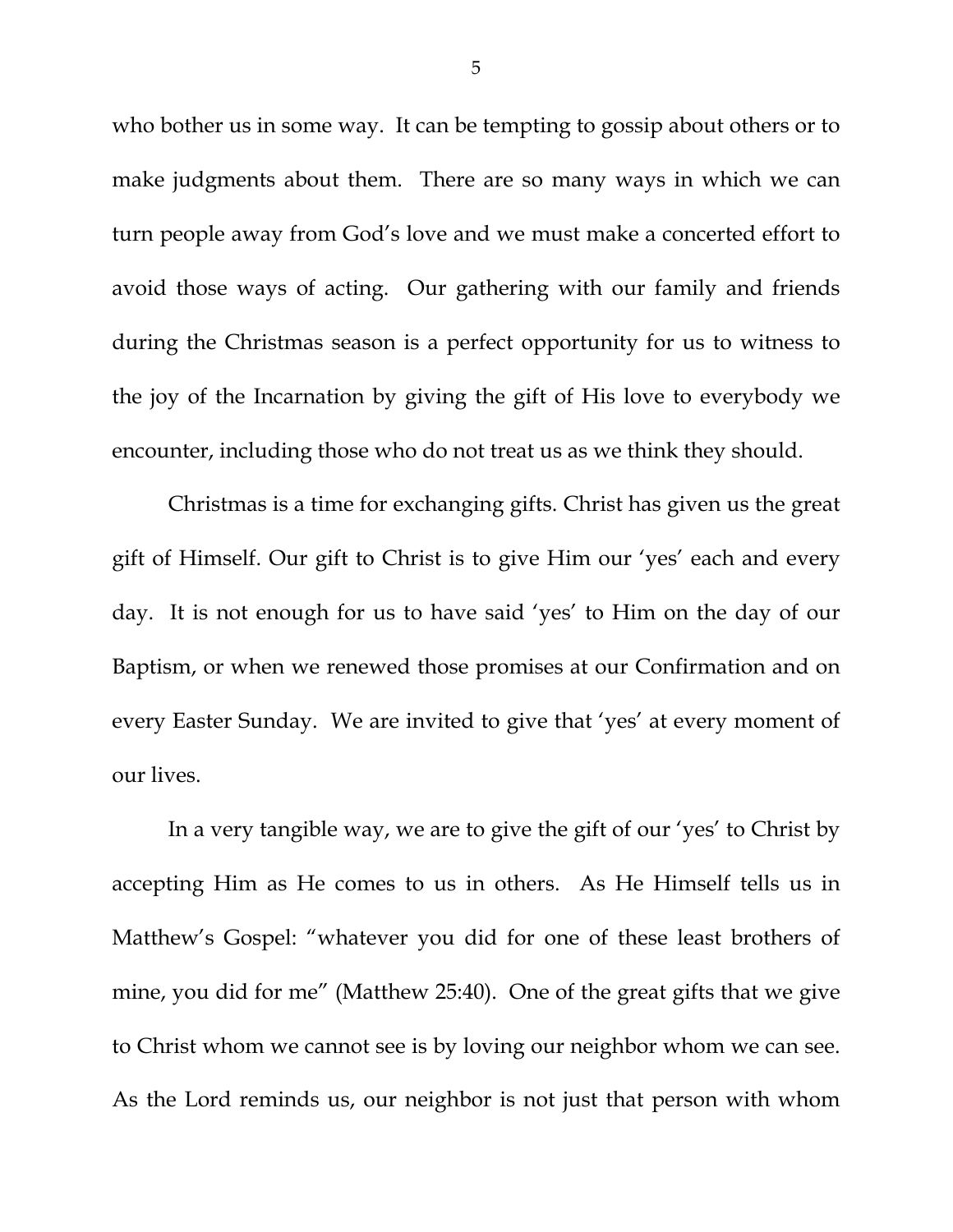who bother us in some way. It can be tempting to gossip about others or to make judgments about them. There are so many ways in which we can turn people away from God's love and we must make a concerted effort to avoid those ways of acting. Our gathering with our family and friends during the Christmas season is a perfect opportunity for us to witness to the joy of the Incarnation by giving the gift of His love to everybody we encounter, including those who do not treat us as we think they should.

Christmas is a time for exchanging gifts. Christ has given us the great gift of Himself. Our gift to Christ is to give Him our 'yes' each and every day. It is not enough for us to have said 'yes' to Him on the day of our Baptism, or when we renewed those promises at our Confirmation and on every Easter Sunday. We are invited to give that 'yes' at every moment of our lives.

In a very tangible way, we are to give the gift of our 'yes' to Christ by accepting Him as He comes to us in others. As He Himself tells us in Matthew's Gospel: "whatever you did for one of these least brothers of mine, you did for me" (Matthew 25:40). One of the great gifts that we give to Christ whom we cannot see is by loving our neighbor whom we can see. As the Lord reminds us, our neighbor is not just that person with whom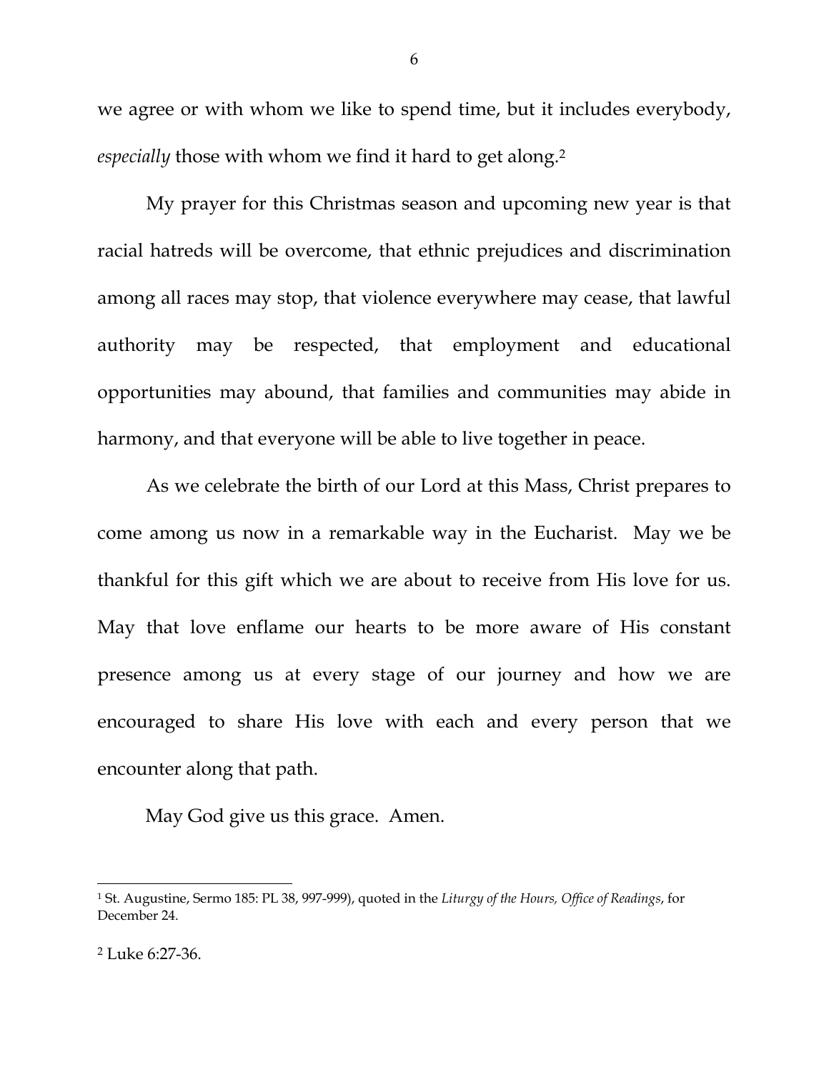we agree or with whom we like to spend time, but it includes everybody, *especially* those with whom we find it hard to get along.[2]

My prayer for this Christmas season and upcoming new year is that racial hatreds will be overcome, that ethnic prejudices and discrimination among all races may stop, that violence everywhere may cease, that lawful authority may be respected, that employment and educational opportunities may abound, that families and communities may abide in harmony, and that everyone will be able to live together in peace.

As we celebrate the birth of our Lord at this Mass, Christ prepares to come among us now in a remarkable way in the Eucharist. May we be thankful for this gift which we are about to receive from His love for us. May that love enflame our hearts to be more aware of His constant presence among us at every stage of our journey and how we are encouraged to share His love with each and every person that we encounter along that path.

May God give us this grace. Amen.

---

[1] St. Augustine, Sermo 185: PL 38, 997-999), quoted in the *Liturgy of the Hours, Office of Readings*, for December 24.

[2] Luke 6:27-36.